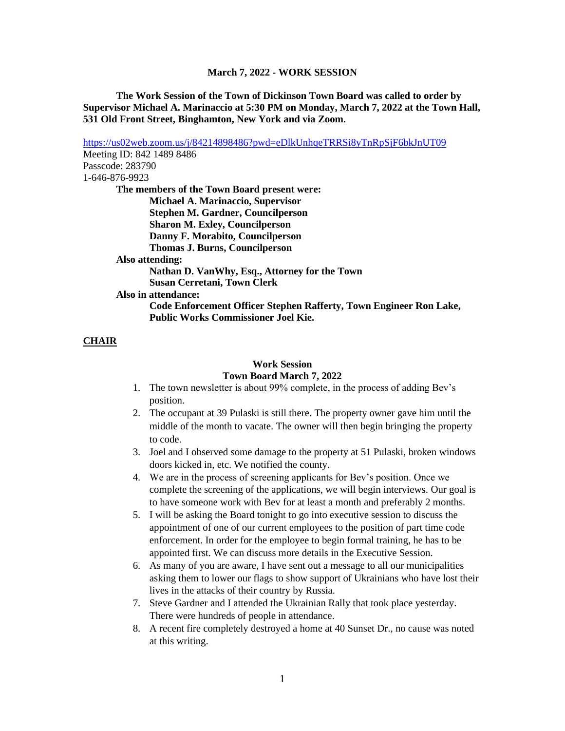**March 7, 2022 - WORK SESSION**

**The Work Session of the Town of Dickinson Town Board was called to order by Supervisor Michael A. Marinaccio at 5:30 PM on Monday, March 7, 2022 at the Town Hall, 531 Old Front Street, Binghamton, New York and via Zoom.**

https://us02web.zoom.us/j/84214898486?pwd=eDlkUnhqeTRRSi8yTnRpSjF6bkJnUT09
Meeting ID: 842 1489 8486
Passcode: 283790
1-646-876-9923

**The members of the Town Board present were:**

**Michael A. Marinaccio, Supervisor**
**Stephen M. Gardner, Councilperson**
**Sharon M. Exley, Councilperson**
**Danny F. Morabito, Councilperson**
**Thomas J. Burns, Councilperson**

**Also attending:**

**Nathan D. VanWhy, Esq., Attorney for the Town**
**Susan Cerretani, Town Clerk**

**Also in attendance:**

**Code Enforcement Officer Stephen Rafferty, Town Engineer Ron Lake, Public Works Commissioner Joel Kie.**

## CHAIR

**Work Session**
**Town Board March 7, 2022**

1. The town newsletter is about 99% complete, in the process of adding Bev's position.
2. The occupant at 39 Pulaski is still there. The property owner gave him until the middle of the month to vacate. The owner will then begin bringing the property to code.
3. Joel and I observed some damage to the property at 51 Pulaski, broken windows doors kicked in, etc. We notified the county.
4. We are in the process of screening applicants for Bev's position. Once we complete the screening of the applications, we will begin interviews. Our goal is to have someone work with Bev for at least a month and preferably 2 months.
5. I will be asking the Board tonight to go into executive session to discuss the appointment of one of our current employees to the position of part time code enforcement. In order for the employee to begin formal training, he has to be appointed first. We can discuss more details in the Executive Session.
6. As many of you are aware, I have sent out a message to all our municipalities asking them to lower our flags to show support of Ukrainians who have lost their lives in the attacks of their country by Russia.
7. Steve Gardner and I attended the Ukrainian Rally that took place yesterday. There were hundreds of people in attendance.
8. A recent fire completely destroyed a home at 40 Sunset Dr., no cause was noted at this writing.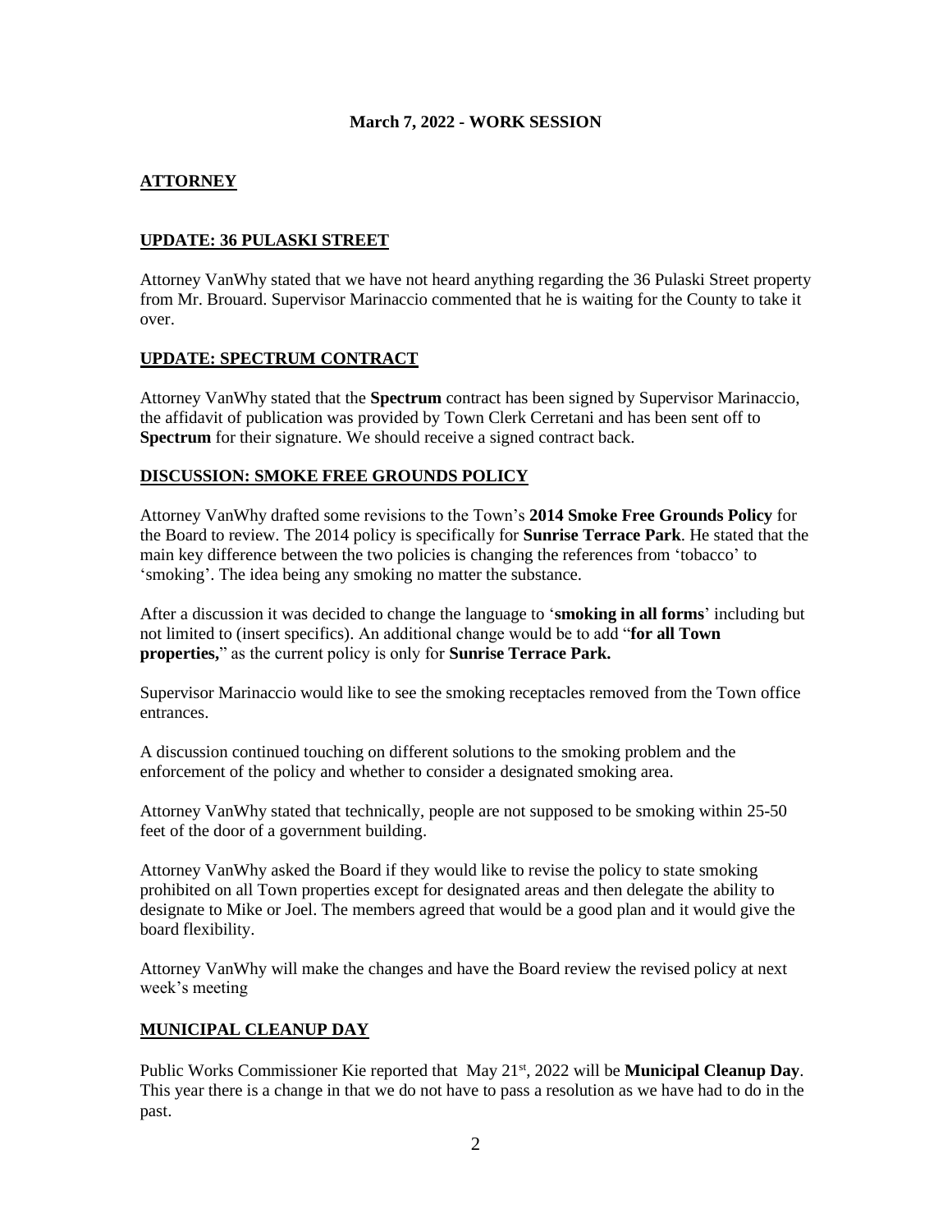**March 7, 2022 - WORK SESSION**

## ATTORNEY

### UPDATE: 36 PULASKI STREET

Attorney VanWhy stated that we have not heard anything regarding the 36 Pulaski Street property from Mr. Brouard. Supervisor Marinaccio commented that he is waiting for the County to take it over.

### UPDATE: SPECTRUM CONTRACT

Attorney VanWhy stated that the **Spectrum** contract has been signed by Supervisor Marinaccio, the affidavit of publication was provided by Town Clerk Cerretani and has been sent off to **Spectrum** for their signature. We should receive a signed contract back.

### DISCUSSION: SMOKE FREE GROUNDS POLICY

Attorney VanWhy drafted some revisions to the Town's **2014 Smoke Free Grounds Policy** for the Board to review. The 2014 policy is specifically for **Sunrise Terrace Park**. He stated that the main key difference between the two policies is changing the references from 'tobacco' to 'smoking'. The idea being any smoking no matter the substance.

After a discussion it was decided to change the language to '**smoking in all forms**' including but not limited to (insert specifics). An additional change would be to add "**for all Town properties,**" as the current policy is only for **Sunrise Terrace Park.**

Supervisor Marinaccio would like to see the smoking receptacles removed from the Town office entrances.

A discussion continued touching on different solutions to the smoking problem and the enforcement of the policy and whether to consider a designated smoking area.

Attorney VanWhy stated that technically, people are not supposed to be smoking within 25-50 feet of the door of a government building.

Attorney VanWhy asked the Board if they would like to revise the policy to state smoking prohibited on all Town properties except for designated areas and then delegate the ability to designate to Mike or Joel. The members agreed that would be a good plan and it would give the board flexibility.

Attorney VanWhy will make the changes and have the Board review the revised policy at next week's meeting

### MUNICIPAL CLEANUP DAY

Public Works Commissioner Kie reported that May 21st, 2022 will be **Municipal Cleanup Day**. This year there is a change in that we do not have to pass a resolution as we have had to do in the past.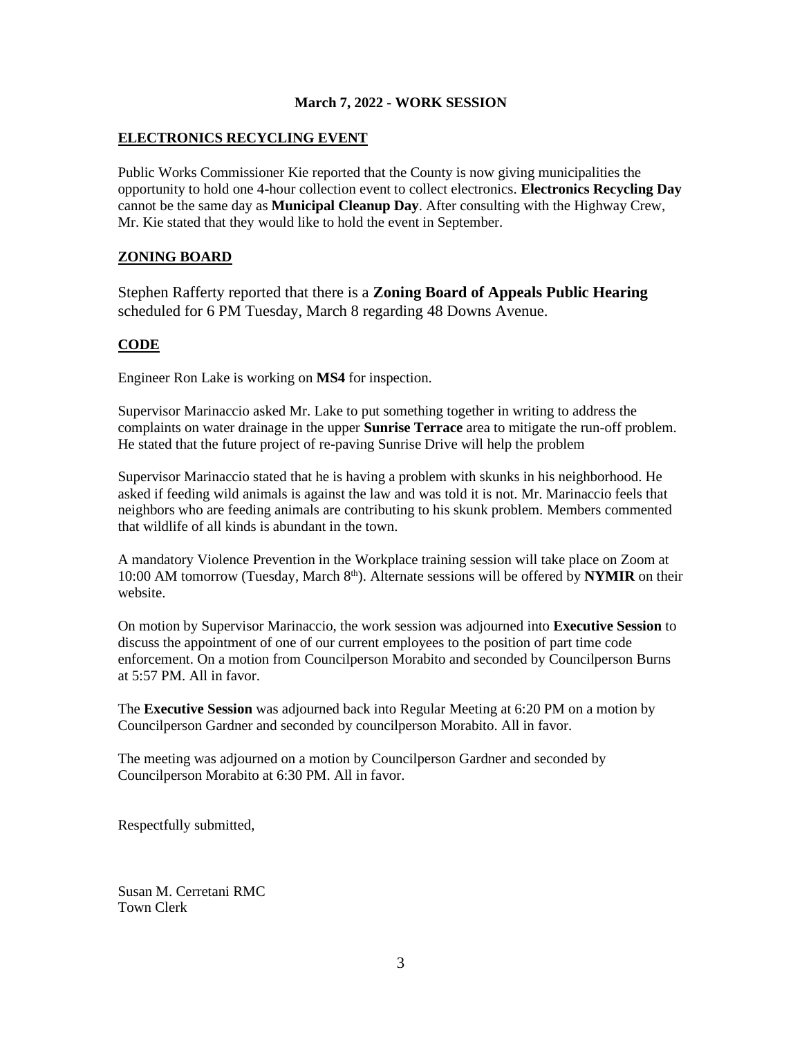**March 7, 2022 - WORK SESSION**

## ELECTRONICS RECYCLING EVENT

Public Works Commissioner Kie reported that the County is now giving municipalities the opportunity to hold one 4-hour collection event to collect electronics. **Electronics Recycling Day** cannot be the same day as **Municipal Cleanup Day**. After consulting with the Highway Crew, Mr. Kie stated that they would like to hold the event in September.

## ZONING BOARD

Stephen Rafferty reported that there is a **Zoning Board of Appeals Public Hearing** scheduled for 6 PM Tuesday, March 8 regarding 48 Downs Avenue.

## CODE

Engineer Ron Lake is working on **MS4** for inspection.

Supervisor Marinaccio asked Mr. Lake to put something together in writing to address the complaints on water drainage in the upper **Sunrise Terrace** area to mitigate the run-off problem. He stated that the future project of re-paving Sunrise Drive will help the problem

Supervisor Marinaccio stated that he is having a problem with skunks in his neighborhood. He asked if feeding wild animals is against the law and was told it is not. Mr. Marinaccio feels that neighbors who are feeding animals are contributing to his skunk problem. Members commented that wildlife of all kinds is abundant in the town.

A mandatory Violence Prevention in the Workplace training session will take place on Zoom at 10:00 AM tomorrow (Tuesday, March 8th). Alternate sessions will be offered by **NYMIR** on their website.

On motion by Supervisor Marinaccio, the work session was adjourned into **Executive Session** to discuss the appointment of one of our current employees to the position of part time code enforcement. On a motion from Councilperson Morabito and seconded by Councilperson Burns at 5:57 PM. All in favor.

The **Executive Session** was adjourned back into Regular Meeting at 6:20 PM on a motion by Councilperson Gardner and seconded by councilperson Morabito. All in favor.

The meeting was adjourned on a motion by Councilperson Gardner and seconded by Councilperson Morabito at 6:30 PM. All in favor.

Respectfully submitted,

Susan M. Cerretani RMC
Town Clerk